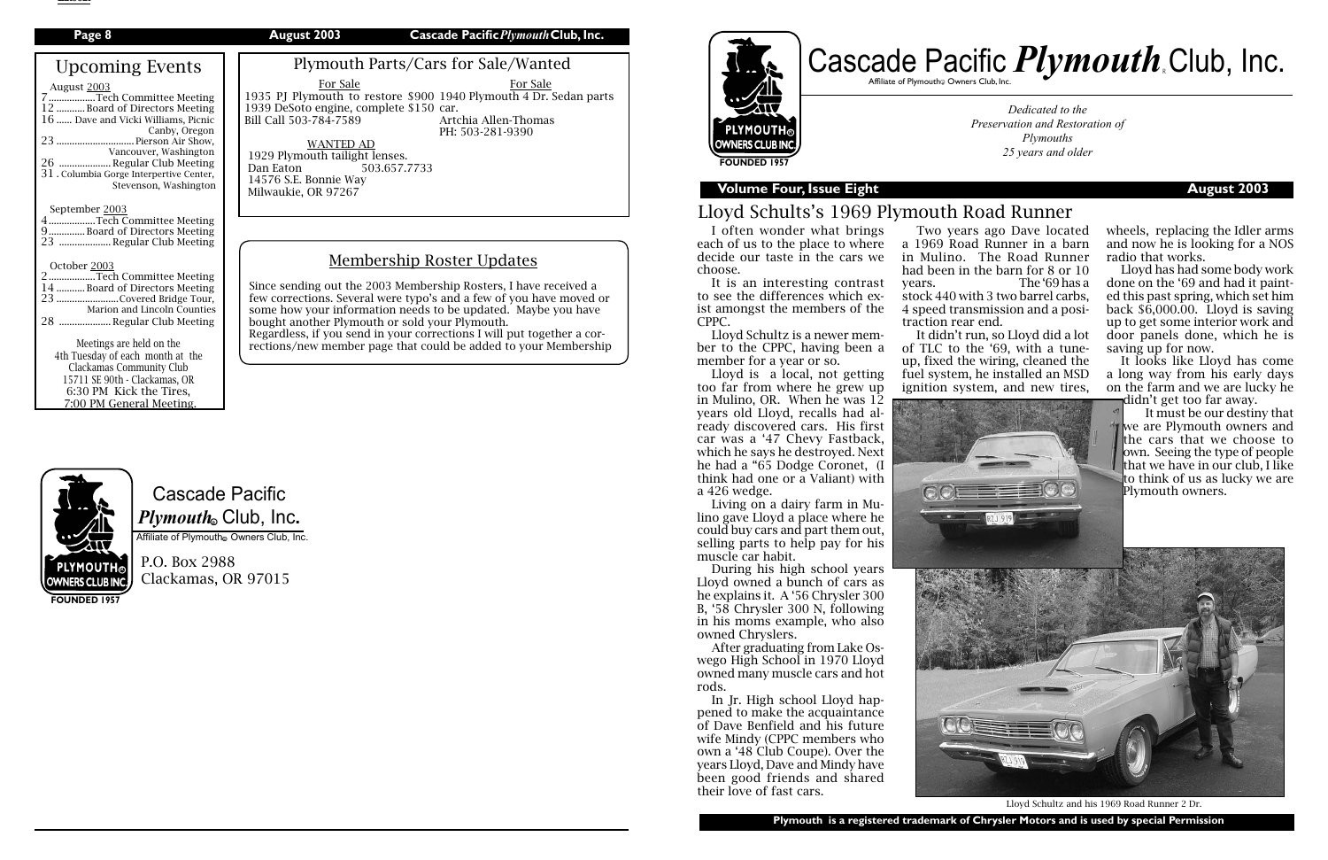## Upcoming Events

August 2003

- 7 ........ Tech Committee Meeting
- 12 ........ Board of Directors Meeting
- 16 ...... Dave and Vicki Williams, Picnic Canby, Oregon
- 23 ........ Pierson Air Show, Vancouver, Washington
- 26 ........ Regular Club Meeting
- 31 . Columbia Gorge Interpertive Center, Stevenson, Washington

September 2003

- 4 ........ Tech Committee Meeting
- 9 ........ Board of Directors Meeting
- 23 ........ Regular Club Meeting

October 2003

- 2 ........ Tech Committee Meeting
- 14 ........ Board of Directors Meeting
- 23 ........ Covered Bridge Tour, Marion and Lincoln Counties
- 28 ........ Regular Club Meeting

Meetings are held on the 4th Tuesday of each month at the Clackamas Community Club 15711 SE 90th - Clackamas, OR 6:30 PM Kick the Tires, 7:00 PM General Meeting.

## Plymouth Parts/Cars for Sale/Wanted

For Sale
1935 PJ Plymouth to restore $900
1939 DeSoto engine, complete $150
Bill Call 503-784-7589

For Sale
1940 Plymouth 4 Dr. Sedan parts car.
Artchia Allen-Thomas
PH: 503-281-9390

WANTED AD
1929 Plymouth tailight lenses.
Dan Eaton 503.657.7733
14576 S.E. Bonnie Way
Milwaukie, OR 97267

## Membership Roster Updates

Since sending out the 2003 Membership Rosters, I have received a few corrections. Several were typo's and a few of you have moved or some how your information needs to be updated. Maybe you have bought another Plymouth or sold your Plymouth.
Regardless, if you send in your corrections I will put together a corrections/new member page that could be added to your Membership

Cascade Pacific *Plymouth*® Club, Inc.
Affiliate of Plymouth® Owners Club, Inc.
P.O. Box 2988
Clackamas, OR 97015

# Cascade Pacific *Plymouth*® Club, Inc.

Affiliate of Plymouth® Owners Club, Inc.

FOUNDED 1957

*Dedicated to the Preservation and Restoration of Plymouths 25 years and older*

**Volume Four, Issue Eight** **August 2003**

## Lloyd Schults's 1969 Plymouth Road Runner

I often wonder what brings each of us to the place to where decide our taste in the cars we choose.

It is an interesting contrast to see the differences which exist amongst the members of the CPPC.

Lloyd Schultz is a newer member to the CPPC, having been a member for a year or so.

Lloyd is a local, not getting too far from where he grew up in Mulino, OR. When he was 12 years old Lloyd, recalls had already discovered cars. His first car was a '47 Chevy Fastback, which he says he destroyed. Next he had a "65 Dodge Coronet, (I think had one or a Valiant) with a 426 wedge.

Living on a dairy farm in Mulino gave Lloyd a place where he could buy cars and part them out, selling parts to help pay for his muscle car habit.

During his high school years Lloyd owned a bunch of cars as he explains it. A '56 Chrysler 300 B, '58 Chrysler 300 N, following in his moms example, who also owned Chryslers.

After graduating from Lake Oswego High School in 1970 Lloyd owned many muscle cars and hot rods.

In Jr. High school Lloyd happened to make the acquaintance of Dave Benfield and his future wife Mindy (CPPC members who own a '48 Club Coupe). Over the years Lloyd, Dave and Mindy have been good friends and shared their love of fast cars.

Two years ago Dave located a 1969 Road Runner in a barn in Mulino. The Road Runner had been in the barn for 8 or 10 years. The '69 has a stock 440 with 3 two barrel carbs, 4 speed transmission and a positraction rear end.

It didn't run, so Lloyd did a lot of TLC to the '69, with a tune-up, fixed the wiring, cleaned the fuel system, he installed an MSD ignition system, and new tires, wheels, replacing the Idler arms and now he is looking for a NOS radio that works.

Lloyd has had some body work done on the '69 and had it painted this past spring, which set him back $6,000.00. Lloyd is saving up to get some interior work and door panels done, which he is saving up for now.

It looks like Lloyd has come a long way from his early days on the farm and we are lucky he didn't get too far away.

It must be our destiny that we are Plymouth owners and the cars that we choose to own. Seeing the type of people that we have in our club, I like to think of us as lucky we are Plymouth owners.

Lloyd Schultz and his 1969 Road Runner 2 Dr.

Plymouth is a registered trademark of Chrysler Motors and is used by special Permission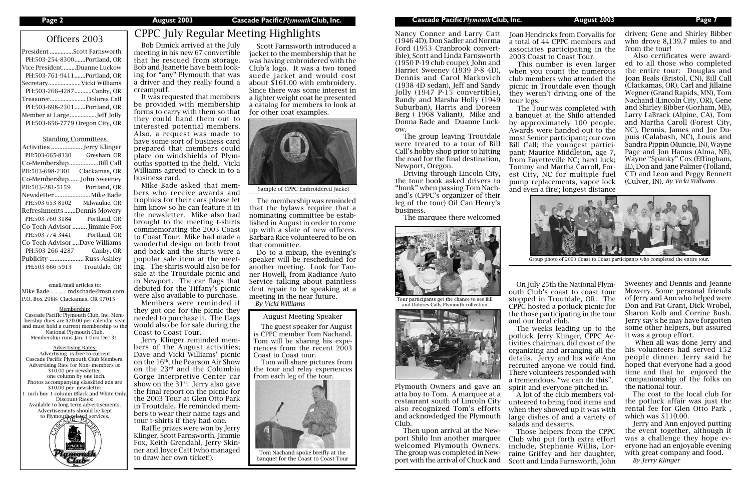## Officers 2003

President ...............Scott Farnsworth
PH:503-254-8300.......Portland, OR
Vice President.........Duanne Luckow
PH:503-761-9411.......Portland, OR
Secretary.....................Vicki Williams
PH:503-266-4287...........Canby, OR
Treasurer...................... Dolores Call
PH:503-698-2301.......Portland, OR
Member at Large.................Jeff Jolly
PH:503-656-7779 Oregon City, OR

### Standing Committees

Activities ................... Jerry Klinger
PH:503-665-8330 Gresham, OR
Co-Membership..................Bill Call
PH:503-698-2301 Clackamas, OR
Co-Membership...... John Sweeney
PH:503-281-5159 Portland, OR
Newsletter......................Mike Bade
PH:503-653-8102 Milwaukie, OR
Refreshments .......Dennis Mowery
PH:503-760-3184 Portland, OR
Co-Tech Advisor ......... Jimmie Fox
PH:503-774-3441 Portland, OR
Co-Tech Advisor ....Dave Williams
PH:503-266-4287 Canby, OR
Publicity ..................... Russ Ashley
PH:503-666-5913 Troutdale, OR

email/mail articles to:
Mike Bade.............mdscbade@msn.com
P.O. Box 2988- Clackamas, OR 97015

**Membership:**
Cascade Pacific Plymouth Club, Inc. Membership dues are $20.00 per calendar year and must hold a current membership to the National Plymouth Club. Membership runs Jan. 1 thru Dec 31.

**Advertising Rates:**
Advertising is free to current Cascade Pacific Plymouth Club Members. Advertising Rate for Non- members is: $10.00 per newsletter. one column by one inch. Photos accompanying classified ads are $10.00 per newsletter
1 inch buy 1 column (Black and White Only) Discount Rates:
Available to long term advertisements. Advertisements should be kept to Plymouth related services.

# CPPC July Regular Meeting Highlights

Bob Dimick arrived at the July meeting in his new 67 convertible that he rescued from storage. Bob and Jeanette have been looking for "any" Plymouth that was a driver and they really found a creampuff.

It was requested that members be provided with membership forms to carry with them so that they could hand them out to interested potential members. Also, a request was made to have some sort of business card prepared that members could place on windshields of Plymouths spotted in the field. Vicki Williams agreed to check in to a business card.

Mike Bade asked that members who receive awards and trophies for their cars please let him know so he can feature it in the newsletter. Mike also had brought to the meeting t-shirts commemorating the 2003 Coast to Coast Tour. Mike had made a wonderful design on both front and back and the shirts were a popular sale item at the meeting. The shirts would also be for sale at the Troutdale picnic and in Newport. The car flags that debuted for the Tiffany's picnic were also available to purchase.

Members were reminded if they got one for the picnic they needed to purchase it. The flags would also be for sale during the Coast to Coast Tour.

Jerry Klinger reminded members of the August activities; Dave and Vicki Williams' picnic on the 16th, the Pearson Air Show on the 23rd and the Columbia Gorge Interpretive Center car show on the 31st. Jerry also gave the final report on the picnic for the 2003 Tour at Glen Otto Park in Troutdale. He reminded members to wear their name tags and tour t-shirts if they had one.

Raffle prizes were won by Jerry Klinger, Scott Farnsworth, Jimmie Fox, Keith Grendahl, Jerry Skinner and Joyce Catt (who managed to draw her own ticket!).

Scott Farnsworth introduced a jacket to the membership that he was having embroidered with the Club's logo. It was a two toned suede jacket and would cost about $161.00 with embroidery. Since there was some interest in a lighter weight coat he presented a catalog for members to look at for other coat examples.

Sample of CPPC Embroidered Jacket

The membership was reminded that the bylaws require that a nominating committee be established in August in order to come up with a slate of new officers. Barbara Rice volunteered to be on that committee.

Do to a mixup, the evening's speaker will be rescheduled for another meeting. Look for Tanner Howell, from Radiance Auto Service talking about paintless dent repair to be speaking at a meeting in the near future.
*By Vicki Williams*

### August Meeting Speaker

The guest speaker for August is CPPC member Tom Nachand. Tom will be sharing his experiences from the recent 2003 Coast to Coast tour.

Tom will share pictures from the tour and relay experiences from each leg of the tour.

Tom Nachand spoke breifly at the banquet for the Coast to Coast Tour

Nancy Conner and Larry Catt (1946 4D), Don Sadler and Norma Ford (1953 Cranbrook convertible), Scott and Linda Farnsworth (1950 P-19 club coupe), John and Harriet Sweeney (1939 P-8 4D), Dennis and Carol Markovich (1938 4D sedan), Jeff and Sandy Jolly (1947 P-15 convertible), Randy and Marsha Holly (1949 Suburban), Harris and Doreen Berg ( 1968 Valiant), Mike and Donna Bade and Duanne Luckow.

The group leaving Troutdale were treated to a tour of Bill Call's hobby shop prior to hitting the road for the final destination, Newport, Oregon.

Driving through Lincoln City, the tour book asked drivers to "honk" when passing Tom Nachand's (CPPC's organizer of their leg of the tour) Oil Can Henry's business.

The marquee there welcomed Plymouth Owners and gave an atta boy to Tom. A marquee at a restaurant south of Lincoln City also recognized Tom's efforts and acknowledged the Plymouth Club.

Then upon arrival at the Newport Shilo Inn another marquee welcomed Plymouth Owners. The group was completed in Newport with the arrival of Chuck and Joan Hendricks from Corvallis for a total of 44 CPPC members and associates participating in the 2003 Coast to Coast Tour.

Tour participants get the chance to see Bill and Dolores Calls Plymouth collection

This number is even larger when you count the numerous club members who attended the picnic in Troutdale even though they weren't driving one of the tour legs.

The Tour was completed with a banquet at the Shilo attended by approximately 100 people. Awards were handed out to the most Senior participant; our own Bill Call; the youngest participant; Maurice Middleton, age 7, from Fayetteville NC; hard luck; Tommy and Martha Carroll, Forest City, NC for multiple fuel pump replacements, vapor lock and even a fire!; longest distance driven; Gene and Shirley Bibber who drove 8,139.7 miles to and from the tour!

Also certificates were awarded to all those who completed the entire tour: Douglas and Joan Beals (Bristol, CN), Bill Call (Clackamas, OR), Carl and Jillaine Wegner (Grand Rapids, MN), Tom Nachand (Lincoln City, OR), Gene and Shirley Bibber (Gorham, ME), Larry LaBrack (Alpine, CA), Tom and Martha Caroll (Forest City, NC), Dennis, James and Joe Dupuis (Calabash, NC), Louis and Sandra Pippin (Muncie, IN), Wayne Page and Jon Hanus (Alma, NE), Wayne "Spanky" Cox (Effingham, IL), Don and Jane Palmer (Tolland, CT) and Leon and Peggy Bennett (Culver, IN). *By Vicki Williams*

Group photo of 2003 Coast to Coast participants who completed the entire tour.

On July 25th the National Plymouth Club's coast to coast tour stopped in Troutdale, OR. The CPPC hosted a potluck picnic for the those participating in the tour and our local club.

The weeks leading up to the potluck Jerry Klinger, CPPC Activities chairman, did most of the organizing and arranging all the details. Jerry and his wife Ann recruited anyone we could find. There volunteers responded with a tremendous. "we can do this", spirit and everyone pitched in.

A lot of the club members volunteered to bring food items and when they showed up it was with large dishes of and a variety of salads and desserts.

Those helpers from the CPPC Club who put forth extra effort include, Stephanie Willis, Lorraine Griffey and her daughter, Scott and Linda Farnsworth, John Sweeney and Dennis and Jeanne Mowery. Some personal friends of Jerry and Ann who helped were Don and Pat Grant, Dick Wrobel, Sharon Kolb and Corrine Bush. Jerry say's he may have forgotten some other helpers, but assured it was a group effort.

When all was done Jerry and his volunteers had served 152 people dinner. Jerry said he hoped that everyone had a good time and that he enjoyed the companionship of the folks on the national tour.

The cost to the local club for the potluck affair was just the rental fee for Glen Otto Park , which was $110.00.

Jerry and Ann enjoyed putting the event together, although it was a challenge they hope everyone had an enjoyable evening with great company and food.
*By Jerry Klinger*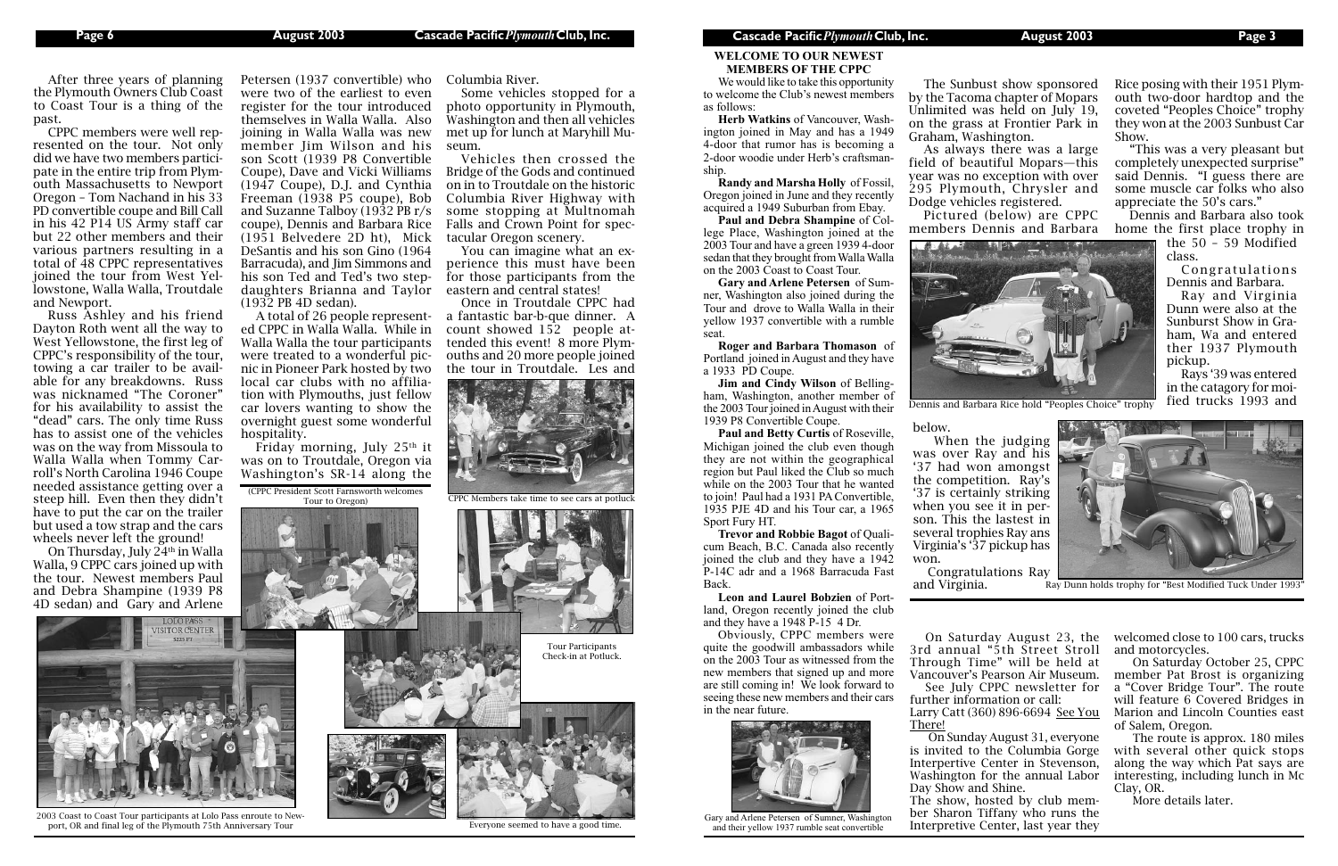After three years of planning the Plymouth Owners Club Coast to Coast Tour is a thing of the past.

CPPC members were well represented on the tour. Not only did we have two members participate in the entire trip from Plymouth Massachusetts to Newport Oregon – Tom Nachand in his 33 PD convertible coupe and Bill Call in his 42 P14 US Army staff car but 22 other members and their various partners resulting in a total of 48 CPPC representatives joined the tour from West Yellowstone, Walla Walla, Troutdale and Newport.

Russ Ashley and his friend Dayton Roth went all the way to West Yellowstone, the first leg of CPPC's responsibility of the tour, towing a car trailer to be available for any breakdowns. Russ was nicknamed "The Coroner" for his availability to assist the "dead" cars. The only time Russ has to assist one of the vehicles was on the way from Missoula to Walla Walla when Tommy Carroll's North Carolina 1946 Coupe needed assistance getting over a steep hill. Even then they didn't have to put the car on the trailer but used a tow strap and the cars wheels never left the ground!

On Thursday, July 24th in Walla Walla, 9 CPPC cars joined up with the tour. Newest members Paul and Debra Shampine (1939 P8 4D sedan) and Gary and Arlene Petersen (1937 convertible) who were two of the earliest to even register for the tour introduced themselves in Walla Walla. Also joining in Walla Walla was new member Jim Wilson and his son Scott (1939 P8 Convertible Coupe), Dave and Vicki Williams (1947 Coupe), D.J. and Cynthia Freeman (1938 P5 coupe), Bob and Suzanne Talboy (1932 PB r/s coupe), Dennis and Barbara Rice (1951 Belvedere 2D ht), Mick DeSantis and his son Gino (1964 Barracuda), and Jim Simmons and his son Ted and Ted's two step-daughters Brianna and Taylor (1932 PB 4D sedan).

A total of 26 people represented CPPC in Walla Walla. While in Walla Walla the tour participants were treated to a wonderful picnic in Pioneer Park hosted by two local car clubs with no affiliation with Plymouths, just fellow car lovers wanting to show the overnight guest some wonderful hospitality.

Friday morning, July 25th it was on to Troutdale, Oregon via Washington's SR-14 along the Columbia River.

Some vehicles stopped for a photo opportunity in Plymouth, Washington and then all vehicles met up for lunch at Maryhill Museum.

Vehicles then crossed the Bridge of the Gods and continued on in to Troutdale on the historic Columbia River Highway with some stopping at Multnomah Falls and Crown Point for spectacular Oregon scenery.

You can imagine what an experience this must have been for those participants from the eastern and central states!

Once in Troutdale CPPC had a fantastic bar-b-que dinner. A count showed 152 people attended this event! 8 more Plymouths and 20 more people joined the tour in Troutdale. Les and

(CPPC President Scott Farnsworth welcomes Tour to Oregon)

CPPC Members take time to see cars at potluck

Tour Participants Check-in at Potluck.

2003 Coast to Coast Tour participants at Lolo Pass enroute to Newport, OR and final leg of the Plymouth 75th Anniversary Tour

Everyone seemed to have a good time.

## WELCOME TO OUR NEWEST MEMBERS OF THE CPPC

We would like to take this opportunity to welcome the Club's newest members as follows:

**Herb Watkins** of Vancouver, Washington joined in May and has a 1949 4-door that rumor has is becoming a 2-door woodie under Herb's craftsmanship.

**Randy and Marsha Holly** of Fossil, Oregon joined in June and they recently acquired a 1949 Suburban from Ebay.

**Paul and Debra Shampine** of College Place, Washington joined at the 2003 Tour and have a green 1939 4-door sedan that they brought from Walla Walla on the 2003 Coast to Coast Tour.

**Gary and Arlene Petersen** of Sumner, Washington also joined during the Tour and drove to Walla Walla in their yellow 1937 convertible with a rumble seat.

**Roger and Barbara Thomason** of Portland joined in August and they have a 1933 PD Coupe.

**Jim and Cindy Wilson** of Bellingham, Washington, another member of the 2003 Tour joined in August with their 1939 P8 Convertible Coupe.

**Paul and Betty Curtis** of Roseville, Michigan joined the club even though they are not within the geographical region but Paul liked the Club so much while on the 2003 Tour that he wanted to join! Paul had a 1931 PA Convertible, 1935 PJE 4D and his Tour car, a 1965 Sport Fury HT.

**Trevor and Robbie Bagot** of Qualicum Beach, B.C. Canada also recently joined the club and they have a 1942 P-14C adr and a 1968 Barracuda Fast Back.

**Leon and Laurel Bobzien** of Portland, Oregon recently joined the club and they have a 1948 P-15 4 Dr.

Obviously, CPPC members were quite the goodwill ambassadors while on the 2003 Tour as witnessed from the new members that signed up and more are still coming in! We look forward to seeing these new members and their cars in the near future.

Gary and Arlene Petersen of Sumner, Washington and their yellow 1937 rumble seat convertible

The Sunbust show sponsored by the Tacoma chapter of Mopars Unlimited was held on July 19, on the grass at Frontier Park in Graham, Washington.

As always there was a large field of beautiful Mopars—this year was no exception with over 295 Plymouth, Chrysler and Dodge vehicles registered.

Pictured (below) are CPPC members Dennis and Barbara Rice posing with their 1951 Plymouth two-door hardtop and the coveted "Peoples Choice" trophy they won at the 2003 Sunbust Car Show.

Dennis and Barbara Rice hold "Peoples Choice" trophy

"This was a very pleasant but completely unexpected surprise" said Dennis. "I guess there are some muscle car folks who also appreciate the 50's cars."

Dennis and Barbara also took home the first place trophy in the 50 – 59 Modified class.

Congratulations Dennis and Barbara.

Ray and Virginia Dunn were also at the Sunburst Show in Graham, Wa and entered ther 1937 Plymouth pickup.

Rays '39 was entered in the catagory for moified trucks 1993 and below.

When the judging was over Ray and his '37 had won amongst the competition. Ray's '37 is certainly striking when you see it in person. This the lastest in several trophies Ray ans Virginia's '37 pickup has won.

Congratulations Ray and Virginia.

Ray Dunn holds trophy for "Best Modified Tuck Under 1993"

On Saturday August 23, the 3rd annual "5th Street Stroll Through Time" will be held at Vancouver's Pearson Air Museum.

See July CPPC newsletter for further information or call: Larry Catt (360) 896-6694 See You There!

On Sunday August 31, everyone is invited to the Columbia Gorge Interpertive Center in Stevenson, Washington for the annual Labor Day Show and Shine.

The show, hosted by club member Sharon Tiffany who runs the Interpertive Center, last year they welcomed close to 100 cars, trucks and motorcycles.

On Saturday October 25, CPPC member Pat Brost is organizing a "Cover Bridge Tour". The route will feature 6 Covered Bridges in Marion and Lincoln Counties east of Salem, Oregon.

The route is approx. 180 miles with several other quick stops along the way which Pat says are interesting, including lunch in Mc Clay, OR.

More details later.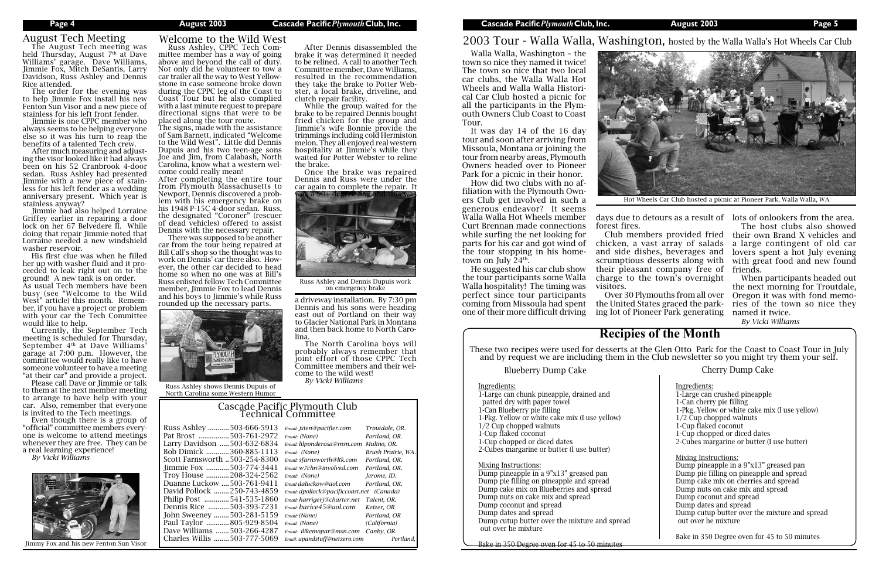## August Tech Meeting

The August Tech meeting was held Thursday, August 7th at Dave Williams' garage. Dave Williams, Jimmie Fox, Mitch DeSantis, Larry Davidson, Russ Ashley and Dennis Rice attended.

The order for the evening was to help Jimmie Fox install his new Fenton Sun Visor and a new piece of stainless for his left front fender.

Jimmie is one CPPC member who always seems to be helping everyone else so it was his turn to reap the benefits of a talented Tech crew.

After much measuring and adjusting the visor looked like it had always been on his 52 Cranbrook 4-door sedan. Russ Ashley had presented Jimmie with a new piece of stainless for his left fender as a wedding anniversary present. Which year is stainless anyway?

Jimmie had also helped Lorraine Griffey earlier in repairing a door lock on her 67 Belvedere II. While doing that repair Jimmie noted that Lorraine needed a new windshield washer reservoir.

His first clue was when he filled her up with washer fluid and it proceeded to leak right out on to the ground! A new tank is on order.

As usual Tech members have been busy (see "Welcome to the Wild West" article) this month. Remember, if you have a project or problem with your car the Tech Committee would like to help.

Currently, the September Tech meeting is scheduled for Thursday, September 4th at Dave Williams' garage at 7:00 p.m. However, the committee would really like to have someone volunteer to have a meeting "at their car" and provide a project.

Please call Dave or Jimmie or talk to them at the next member meeting to arrange to have help with your car. Also, remember that everyone is invited to the Tech meetings.

Even though there is a group of "official" committee members everyone is welcome to attend meetings whenever they are free. They can be a real learning experience!

*By Vicki Williams*

Jimmy Fox and his new Fenton Sun Visor

## Welcome to the Wild West

Russ Ashley, CPPC Tech Committee member has a way of going above and beyond the call of duty. Not only did he volunteer to tow a car trailer all the way to West Yellowstone in case someone broke down during the CPPC leg of the Coast to Coast Tour but he also complied with a last minute request to prepare directional signs that were to be placed along the tour route.

The signs, made with the assistance of Sam Barnett, indicated "Welcome to the Wild West". Little did Dennis Dupuis and his two teen-age sons Joe and Jim, from Calabash, North Carolina, know what a western welcome could really mean!

After completing the entire tour from Plymouth Massachusetts to Newport, Dennis discovered a problem with his emergency brake on his 1948 P-15C 4-door sedan. Russ, the designated "Coroner" (rescuer of dead vehicles) offered to assist Dennis with the necessary repair.

There was supposed to be another car from the tour being repaired at Bill Call's shop so the thought was to work on Dennis' car there also. However, the other car decided to head home so when no one was at Bill's Russ enlisted fellow Tech Committee member, Jimmie Fox to lead Dennis and his boys to Jimmie's while Russ rounded up the necessary parts.

Russ Ashley shows Dennis Dupuis of North Carolina some Western Humor

After Dennis disassembled the brake it was determined it needed to be relined. A call to another Tech Committee member, Dave Williams, resulted in the recommendation they take the brake to Potter Webster, a local brake, driveline, and clutch repair facility.

While the group waited for the brake to be repaired Dennis bought fried chicken for the group and Jimmie's wife Bonnie provide the trimmings including cold Hermiston melon. They all enjoyed real western hospitality at Jimmie's while they waited for Potter Webster to reline the brake.

Once the brake was repaired Dennis and Russ were under the car again to complete the repair. It was a 90+ degree day and this was a driveway installation. By 7:30 pm Dennis and his sons were heading east out of Portland on their way to Glacier National Park in Montana and then back home to North Carolina.

Russ Ashley and Dennis Dupuis work on emergency brake

The North Carolina boys will probably always remember that joint effort of those CPPC Tech Committee members and their welcome to the wild west!

*By Vicki Williams*

### Cascade Pacific Plymouth Club Technical Committee

| | | | |
|---|---|---|---|
| Russ Ashley | 503-666-5913 | Email: jsten@pacifier.com | Troutdale, OR. |
| Pat Brost | 503-761-2972 | Email: (None) | Portland, OR. |
| Larry Davidson | 503-632-6834 | Email: lilponderosa@msn.com | Mulino, OR. |
| Bob Dimick | 360-885-1113 | Email: (None) | Brush Prairie, WA. |
| Scott Farnsworth | 503-254-8300 | Email: sfarnsworth@ltk.com | Portland, OR. |
| Jimmie Fox | 503-774-3441 | Email: w7chn@involved.com | Portland, OR. |
| Troy House | 208-324-2562 | Email: (None) | Jerome, ID. |
| Duanne Luckow | 503-761-9411 | Email daluckow@aol.com | Portland, OR. |
| David Pollock | 250-743-4859 | Email: dpollock@pacificcoast.net | (Canada) |
| Philip Post | 541-535-1860 | Email: harrigerj@charter.net | Talent, OR. |
| Dennis Rice | 503-393-7231 | Email: barice45@aol.com | Keizer, OR |
| John Sweeney | 503-281-5159 | Email: (None) | Portland, OR |
| Paul Taylor | 805-929-8504 | Email: (None) | (California) |
| Dave Williams | 503-266-4287 | Email: ilikemopar@msn.com | Canby, OR. |
| Charles Willis | 503-777-5069 | Email: upandstuff@netzero.com | Portland, |

## 2003 Tour - Walla Walla, Washington, hosted by the Walla Walla's Hot Wheels Car Club

Walla Walla, Washington – the town so nice they named it twice! The town so nice that two local car clubs, the Walla Walla Hot Wheels and Walla Walla Historical Car Club hosted a picnic for all the participants in the Plymouth Owners Club Coast to Coast Tour.

It was day 14 of the 16 day tour and soon after arriving from Missoula, Montana or joining the tour from nearby areas, Plymouth Owners headed over to Pioneer Park for a picnic in their honor.

How did two clubs with no affiliation with the Plymouth Owners Club get involved in such a generous endeavor? It seems Walla Walla Hot Wheels member Curt Brennan made connections while surfing the net looking for parts for his car and got wind of the tour stopping in his hometown on July 24th.

He suggested his car club show the tour participants some Walla Walla hospitality! The timing was perfect since tour participants coming from Missoula had spent one of their more difficult driving days due to detours as a result of forest fires.

Hot Wheels Car Club hosted a picnic at Pioneer Park, Walla Walla, WA

Club members provided fried chicken, a vast array of salads and side dishes, beverages and scrumptious desserts along with their pleasant company free of charge to the town's overnight visitors.

Over 30 Plymouths from all over the United States graced the parking lot of Pioneer Park generating lots of onlookers from the area.

The host clubs also showed their own Brand X vehicles and a large contingent of old car lovers spent a hot July evening with great food and new found friends.

When participants headed out the next morning for Troutdale, Oregon it was with fond memories of the town so nice they named it twice.

*By Vicki Williams*

## Recipies of the Month

These two recipes were used for desserts at the Glen Otto Park for the Coast to Coast Tour in July and by request we are including them in the Club newsletter so you might try them your self.

### Blueberry Dump Cake

Ingredients:
- 1-Large can chunk pineapple, drained and patted dry with paper towel
- 1-Can Blueberry pie filling
- 1-Pkg. Yellow or white cake mix (I use yellow)
- 1/2 Cup chopped walnuts
- 1-Cup flaked coconut
- 1-Cup chopped or diced dates
- 2-Cubes margarine or butter (I use butter)

Mixing Instructions:
- Dump pineapple in a 9"x13" greased pan
- Dump pie filling on pineapple and spread
- Dump cake mix on Blueberries and spread
- Dump nuts on cake mix and spread
- Dump coconut and spread
- Dump dates and spread
- Dump cutup butter over the mixture and spread out over he mixture

Bake in 350 Degree oven for 45 to 50 minutes

### Cherry Dump Cake

Ingredients:
- 1-Large can crushed pineapple
- 1-Can cherry pie filling
- 1-Pkg. Yellow or white cake mix (I use yellow)
- 1/2 Cup chopped walnuts
- 1-Cup flaked coconut
- 1-Cup chopped or diced dates
- 2-Cubes margarine or butter (I use butter)

Mixing Instructions:
- Dump pineapple in a 9"x13" greased pan
- Dump pie filling on pineapple and spread
- Dump cake mix on cherries and spread
- Dump nuts on cake mix and spread
- Dump coconut and spread
- Dump dates and spread
- Dump cutup butter over the mixture and spread out over he mixture

Bake in 350 Degree oven for 45 to 50 minutes